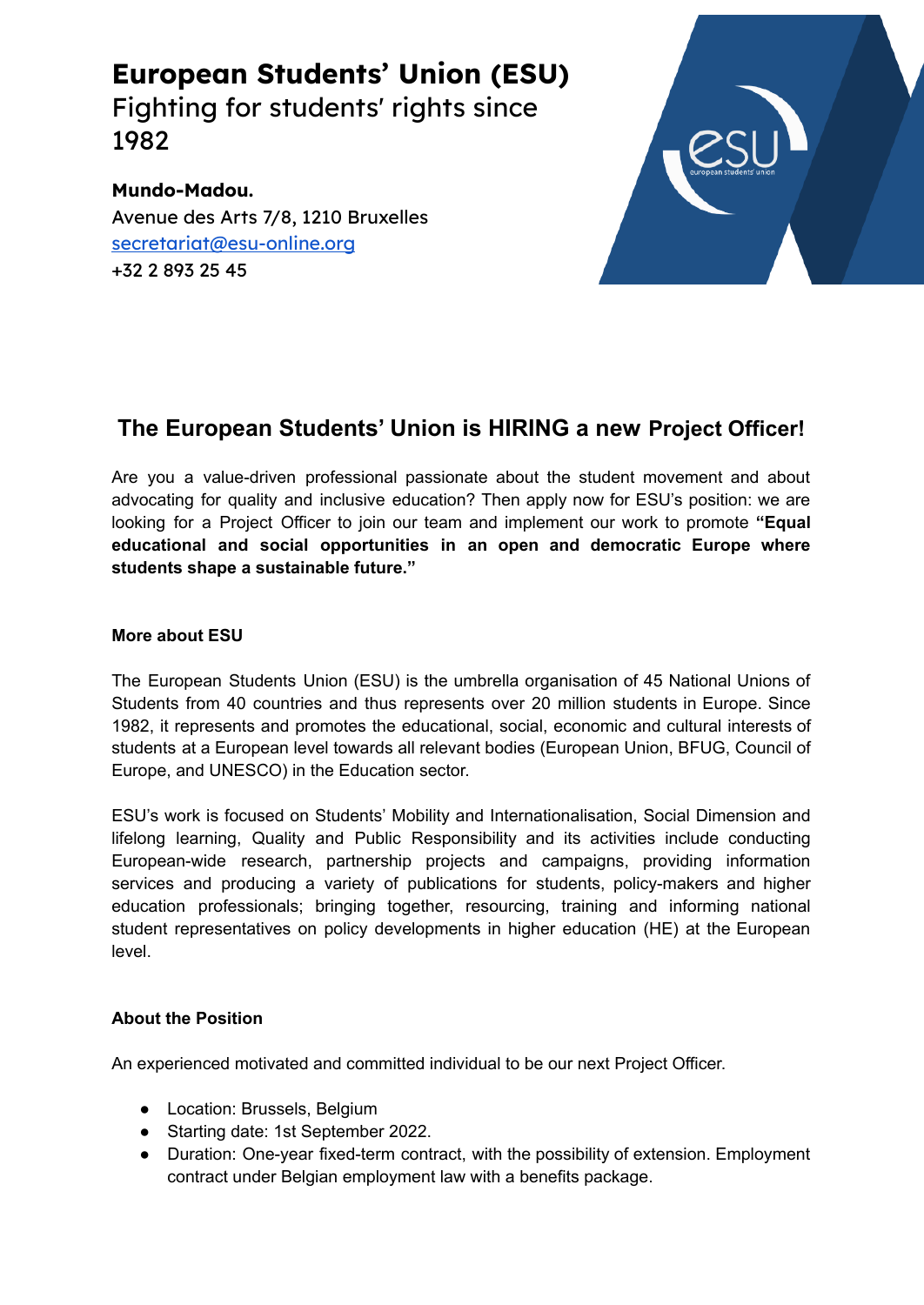# European Students' Union (ESU)

Fighting for students' rights since 1982

**Mundo-Madou.**
Avenue des Arts 7/8, 1210 Bruxelles
secretariat@esu-online.org
+32 2 893 25 45

## The European Students' Union is HIRING a new Project Officer!

Are you a value-driven professional passionate about the student movement and about advocating for quality and inclusive education? Then apply now for ESU's position: we are looking for a Project Officer to join our team and implement our work to promote **"Equal educational and social opportunities in an open and democratic Europe where students shape a sustainable future."**

### More about ESU

The European Students Union (ESU) is the umbrella organisation of 45 National Unions of Students from 40 countries and thus represents over 20 million students in Europe. Since 1982, it represents and promotes the educational, social, economic and cultural interests of students at a European level towards all relevant bodies (European Union, BFUG, Council of Europe, and UNESCO) in the Education sector.

ESU's work is focused on Students' Mobility and Internationalisation, Social Dimension and lifelong learning, Quality and Public Responsibility and its activities include conducting European-wide research, partnership projects and campaigns, providing information services and producing a variety of publications for students, policy-makers and higher education professionals; bringing together, resourcing, training and informing national student representatives on policy developments in higher education (HE) at the European level.

### About the Position

An experienced motivated and committed individual to be our next Project Officer.

- Location: Brussels, Belgium
- Starting date: 1st September 2022.
- Duration: One-year fixed-term contract, with the possibility of extension. Employment contract under Belgian employment law with a benefits package.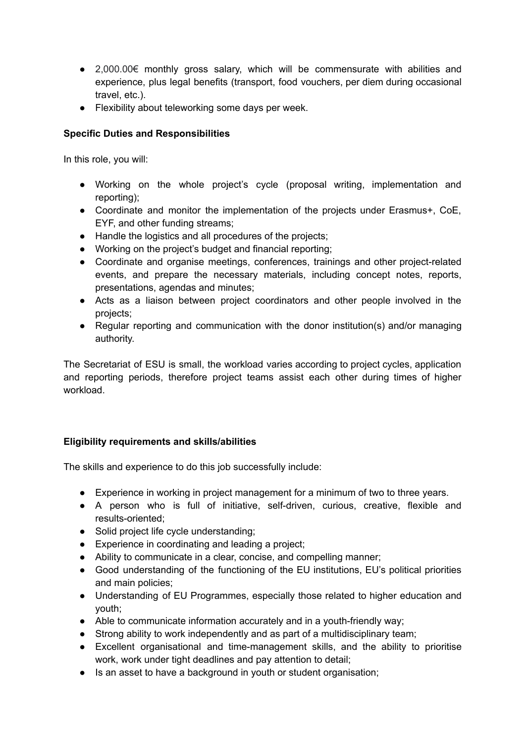- 2,000.00€ monthly gross salary, which will be commensurate with abilities and experience, plus legal benefits (transport, food vouchers, per diem during occasional travel, etc.).
- Flexibility about teleworking some days per week.

**Specific Duties and Responsibilities**

In this role, you will:

- Working on the whole project's cycle (proposal writing, implementation and reporting);
- Coordinate and monitor the implementation of the projects under Erasmus+, CoE, EYF, and other funding streams;
- Handle the logistics and all procedures of the projects;
- Working on the project's budget and financial reporting;
- Coordinate and organise meetings, conferences, trainings and other project-related events, and prepare the necessary materials, including concept notes, reports, presentations, agendas and minutes;
- Acts as a liaison between project coordinators and other people involved in the projects;
- Regular reporting and communication with the donor institution(s) and/or managing authority.

The Secretariat of ESU is small, the workload varies according to project cycles, application and reporting periods, therefore project teams assist each other during times of higher workload.

**Eligibility requirements and skills/abilities**

The skills and experience to do this job successfully include:

- Experience in working in project management for a minimum of two to three years.
- A person who is full of initiative, self-driven, curious, creative, flexible and results-oriented;
- Solid project life cycle understanding;
- Experience in coordinating and leading a project;
- Ability to communicate in a clear, concise, and compelling manner;
- Good understanding of the functioning of the EU institutions, EU's political priorities and main policies;
- Understanding of EU Programmes, especially those related to higher education and youth;
- Able to communicate information accurately and in a youth-friendly way;
- Strong ability to work independently and as part of a multidisciplinary team;
- Excellent organisational and time-management skills, and the ability to prioritise work, work under tight deadlines and pay attention to detail;
- Is an asset to have a background in youth or student organisation;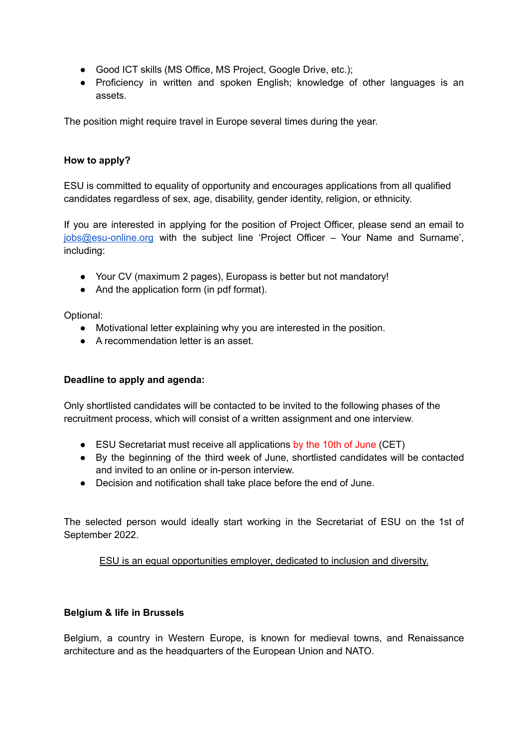- Good ICT skills (MS Office, MS Project, Google Drive, etc.);
- Proficiency in written and spoken English; knowledge of other languages is an assets.

The position might require travel in Europe several times during the year.

**How to apply?**

ESU is committed to equality of opportunity and encourages applications from all qualified candidates regardless of sex, age, disability, gender identity, religion, or ethnicity.

If you are interested in applying for the position of Project Officer, please send an email to [jobs@esu-online.org](mailto:jobs@esu-online.org) with the subject line 'Project Officer – Your Name and Surname', including:

- Your CV (maximum 2 pages), Europass is better but not mandatory!
- And the application form (in pdf format).

Optional:

- Motivational letter explaining why you are interested in the position.
- A recommendation letter is an asset.

**Deadline to apply and agenda:**

Only shortlisted candidates will be contacted to be invited to the following phases of the recruitment process, which will consist of a written assignment and one interview.

- ESU Secretariat must receive all applications by the 10th of June (CET)
- By the beginning of the third week of June, shortlisted candidates will be contacted and invited to an online or in-person interview.
- Decision and notification shall take place before the end of June.

The selected person would ideally start working in the Secretariat of ESU on the 1st of September 2022.

<u>ESU is an equal opportunities employer, dedicated to inclusion and diversity.</u>

**Belgium & life in Brussels**

Belgium, a country in Western Europe, is known for medieval towns, and Renaissance architecture and as the headquarters of the European Union and NATO.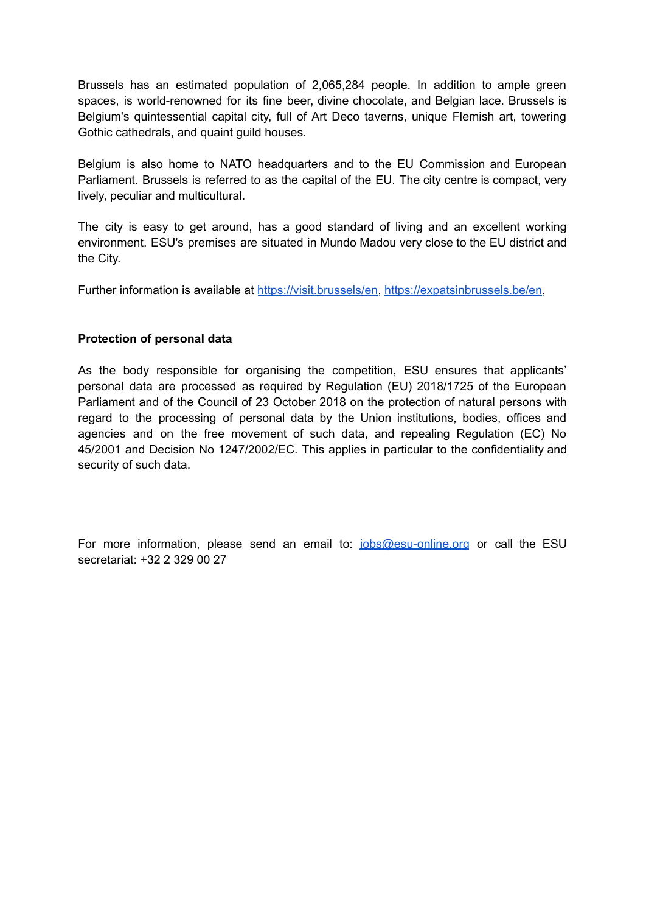Brussels has an estimated population of 2,065,284 people. In addition to ample green spaces, is world-renowned for its fine beer, divine chocolate, and Belgian lace. Brussels is Belgium's quintessential capital city, full of Art Deco taverns, unique Flemish art, towering Gothic cathedrals, and quaint guild houses.

Belgium is also home to NATO headquarters and to the EU Commission and European Parliament. Brussels is referred to as the capital of the EU. The city centre is compact, very lively, peculiar and multicultural.

The city is easy to get around, has a good standard of living and an excellent working environment. ESU's premises are situated in Mundo Madou very close to the EU district and the City.

Further information is available at [https://visit.brussels/en](https://visit.brussels/en), [https://expatsinbrussels.be/en](https://expatsinbrussels.be/en),

**Protection of personal data**

As the body responsible for organising the competition, ESU ensures that applicants' personal data are processed as required by Regulation (EU) 2018/1725 of the European Parliament and of the Council of 23 October 2018 on the protection of natural persons with regard to the processing of personal data by the Union institutions, bodies, offices and agencies and on the free movement of such data, and repealing Regulation (EC) No 45/2001 and Decision No 1247/2002/EC. This applies in particular to the confidentiality and security of such data.

For more information, please send an email to: [jobs@esu-online.org](mailto:jobs@esu-online.org) or call the ESU secretariat: +32 2 329 00 27